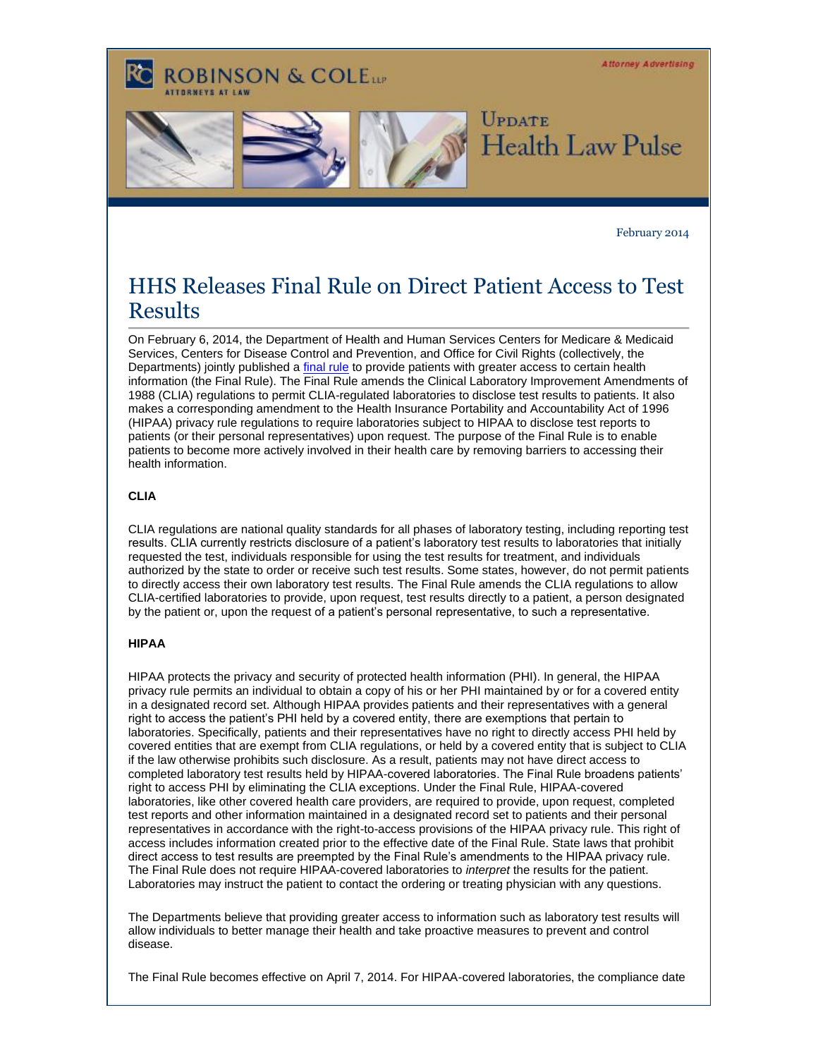Attorney Advertising

ROBINSON & COLE LLP
ATTORNEYS AT LAW

UPDATE
Health Law Pulse

February 2014

# HHS Releases Final Rule on Direct Patient Access to Test Results

On February 6, 2014, the Department of Health and Human Services Centers for Medicare & Medicaid Services, Centers for Disease Control and Prevention, and Office for Civil Rights (collectively, the Departments) jointly published a final rule to provide patients with greater access to certain health information (the Final Rule). The Final Rule amends the Clinical Laboratory Improvement Amendments of 1988 (CLIA) regulations to permit CLIA-regulated laboratories to disclose test results to patients. It also makes a corresponding amendment to the Health Insurance Portability and Accountability Act of 1996 (HIPAA) privacy rule regulations to require laboratories subject to HIPAA to disclose test reports to patients (or their personal representatives) upon request. The purpose of the Final Rule is to enable patients to become more actively involved in their health care by removing barriers to accessing their health information.

**CLIA**

CLIA regulations are national quality standards for all phases of laboratory testing, including reporting test results. CLIA currently restricts disclosure of a patient's laboratory test results to laboratories that initially requested the test, individuals responsible for using the test results for treatment, and individuals authorized by the state to order or receive such test results. Some states, however, do not permit patients to directly access their own laboratory test results. The Final Rule amends the CLIA regulations to allow CLIA-certified laboratories to provide, upon request, test results directly to a patient, a person designated by the patient or, upon the request of a patient's personal representative, to such a representative.

**HIPAA**

HIPAA protects the privacy and security of protected health information (PHI). In general, the HIPAA privacy rule permits an individual to obtain a copy of his or her PHI maintained by or for a covered entity in a designated record set. Although HIPAA provides patients and their representatives with a general right to access the patient's PHI held by a covered entity, there are exemptions that pertain to laboratories. Specifically, patients and their representatives have no right to directly access PHI held by covered entities that are exempt from CLIA regulations, or held by a covered entity that is subject to CLIA if the law otherwise prohibits such disclosure. As a result, patients may not have direct access to completed laboratory test results held by HIPAA-covered laboratories. The Final Rule broadens patients' right to access PHI by eliminating the CLIA exceptions. Under the Final Rule, HIPAA-covered laboratories, like other covered health care providers, are required to provide, upon request, completed test reports and other information maintained in a designated record set to patients and their personal representatives in accordance with the right-to-access provisions of the HIPAA privacy rule. This right of access includes information created prior to the effective date of the Final Rule. State laws that prohibit direct access to test results are preempted by the Final Rule's amendments to the HIPAA privacy rule. The Final Rule does not require HIPAA-covered laboratories to *interpret* the results for the patient. Laboratories may instruct the patient to contact the ordering or treating physician with any questions.

The Departments believe that providing greater access to information such as laboratory test results will allow individuals to better manage their health and take proactive measures to prevent and control disease.

The Final Rule becomes effective on April 7, 2014. For HIPAA-covered laboratories, the compliance date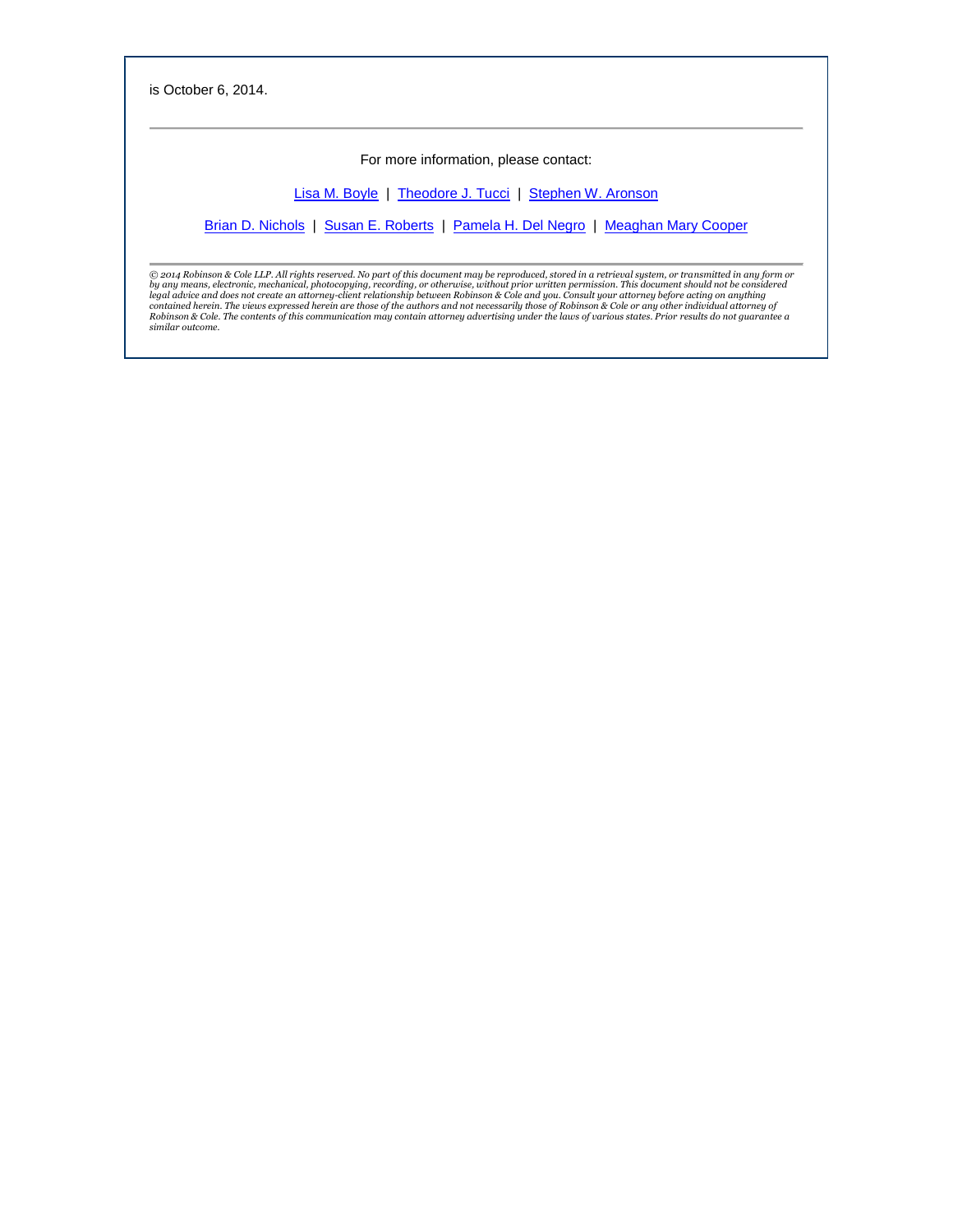is October 6, 2014.

---

For more information, please contact:

Lisa M. Boyle | Theodore J. Tucci | Stephen W. Aronson

Brian D. Nichols | Susan E. Roberts | Pamela H. Del Negro | Meaghan Mary Cooper

---

*© 2014 Robinson & Cole LLP. All rights reserved. No part of this document may be reproduced, stored in a retrieval system, or transmitted in any form or by any means, electronic, mechanical, photocopying, recording, or otherwise, without prior written permission. This document should not be considered legal advice and does not create an attorney-client relationship between Robinson & Cole and you. Consult your attorney before acting on anything contained herein. The views expressed herein are those of the authors and not necessarily those of Robinson & Cole or any other individual attorney of Robinson & Cole. The contents of this communication may contain attorney advertising under the laws of various states. Prior results do not guarantee a similar outcome.*